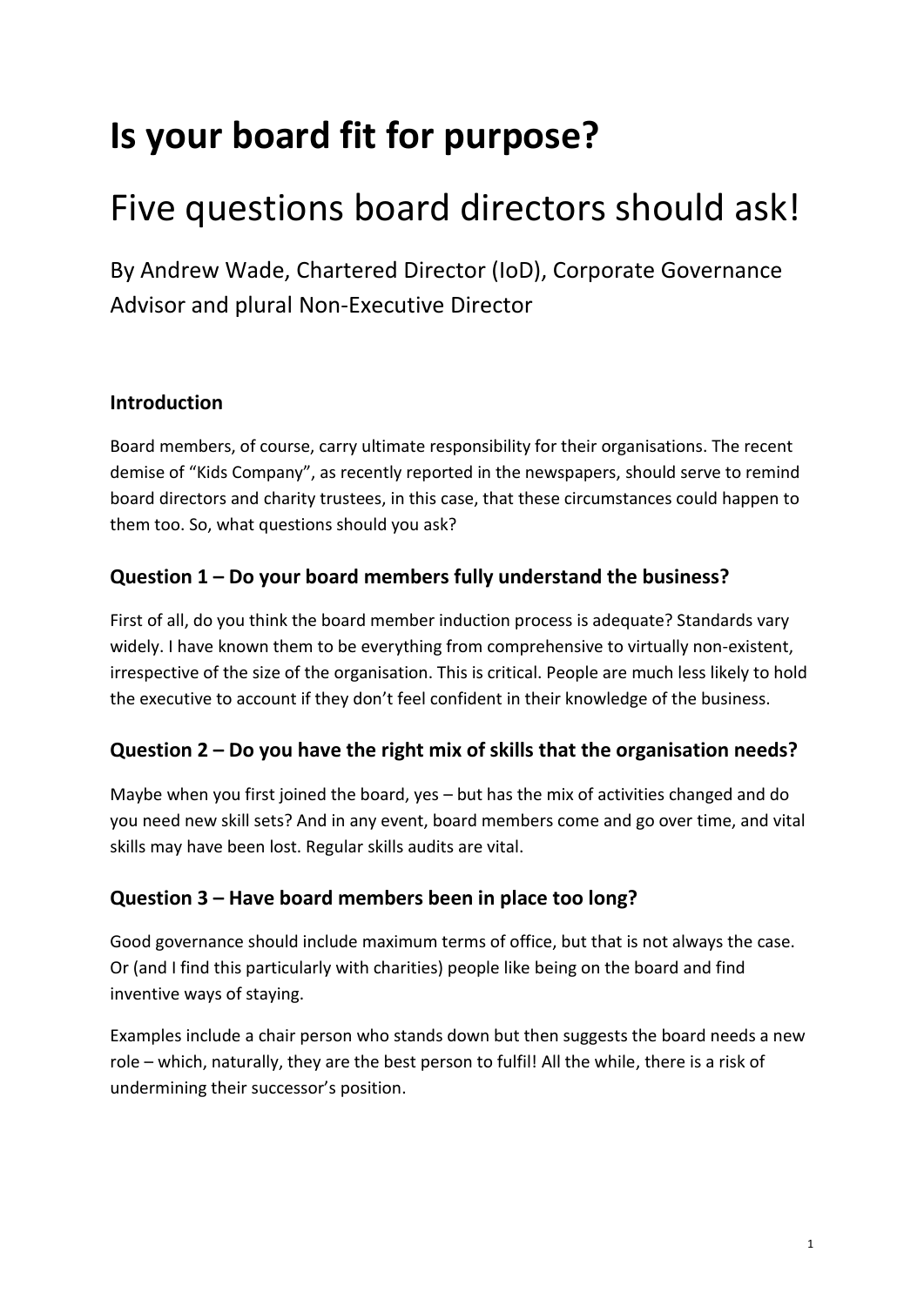# Is your board fit for purpose?

## Five questions board directors should ask!

By Andrew Wade, Chartered Director (IoD), Corporate Governance Advisor and plural Non-Executive Director

### Introduction

Board members, of course, carry ultimate responsibility for their organisations. The recent demise of "Kids Company", as recently reported in the newspapers, should serve to remind board directors and charity trustees, in this case, that these circumstances could happen to them too. So, what questions should you ask?

### Question 1 – Do your board members fully understand the business?

First of all, do you think the board member induction process is adequate? Standards vary widely. I have known them to be everything from comprehensive to virtually non-existent, irrespective of the size of the organisation. This is critical. People are much less likely to hold the executive to account if they don't feel confident in their knowledge of the business.

### Question 2 – Do you have the right mix of skills that the organisation needs?

Maybe when you first joined the board, yes – but has the mix of activities changed and do you need new skill sets? And in any event, board members come and go over time, and vital skills may have been lost. Regular skills audits are vital.

### Question 3 – Have board members been in place too long?

Good governance should include maximum terms of office, but that is not always the case. Or (and I find this particularly with charities) people like being on the board and find inventive ways of staying.

Examples include a chair person who stands down but then suggests the board needs a new role – which, naturally, they are the best person to fulfil! All the while, there is a risk of undermining their successor's position.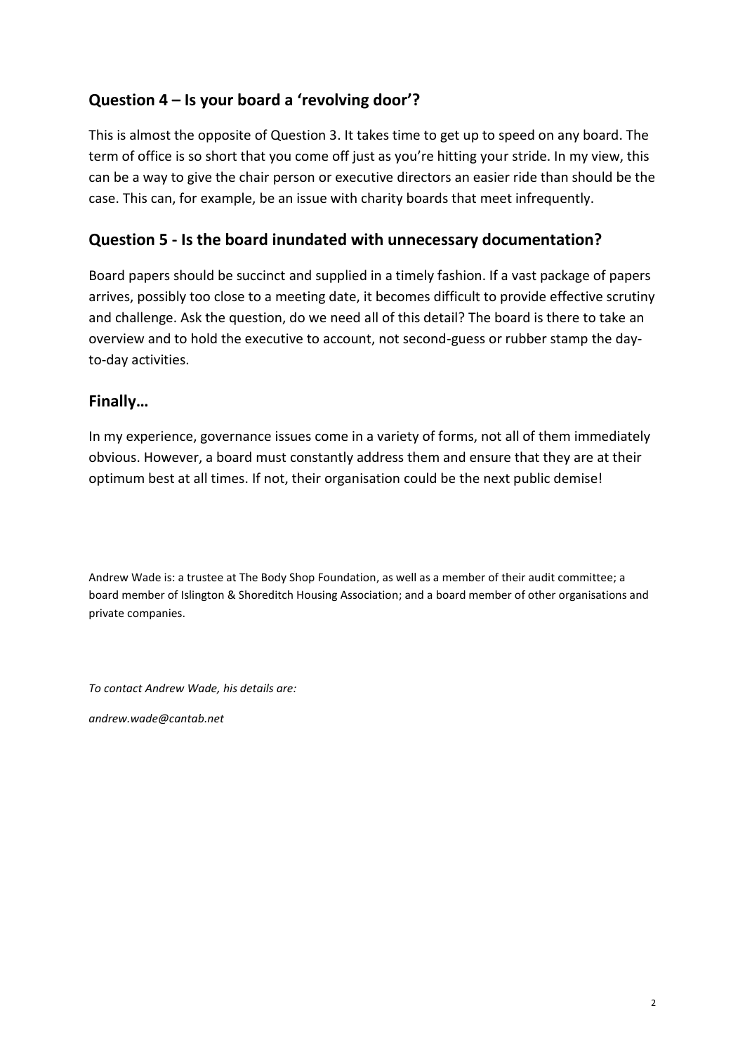## Question 4 – Is your board a 'revolving door'?

This is almost the opposite of Question 3. It takes time to get up to speed on any board. The term of office is so short that you come off just as you're hitting your stride. In my view, this can be a way to give the chair person or executive directors an easier ride than should be the case. This can, for example, be an issue with charity boards that meet infrequently.

## Question 5 - Is the board inundated with unnecessary documentation?

Board papers should be succinct and supplied in a timely fashion. If a vast package of papers arrives, possibly too close to a meeting date, it becomes difficult to provide effective scrutiny and challenge. Ask the question, do we need all of this detail? The board is there to take an overview and to hold the executive to account, not second-guess or rubber stamp the day-to-day activities.

## Finally…

In my experience, governance issues come in a variety of forms, not all of them immediately obvious. However, a board must constantly address them and ensure that they are at their optimum best at all times. If not, their organisation could be the next public demise!

Andrew Wade is: a trustee at The Body Shop Foundation, as well as a member of their audit committee; a board member of Islington & Shoreditch Housing Association; and a board member of other organisations and private companies.

*To contact Andrew Wade, his details are:*

*andrew.wade@cantab.net*